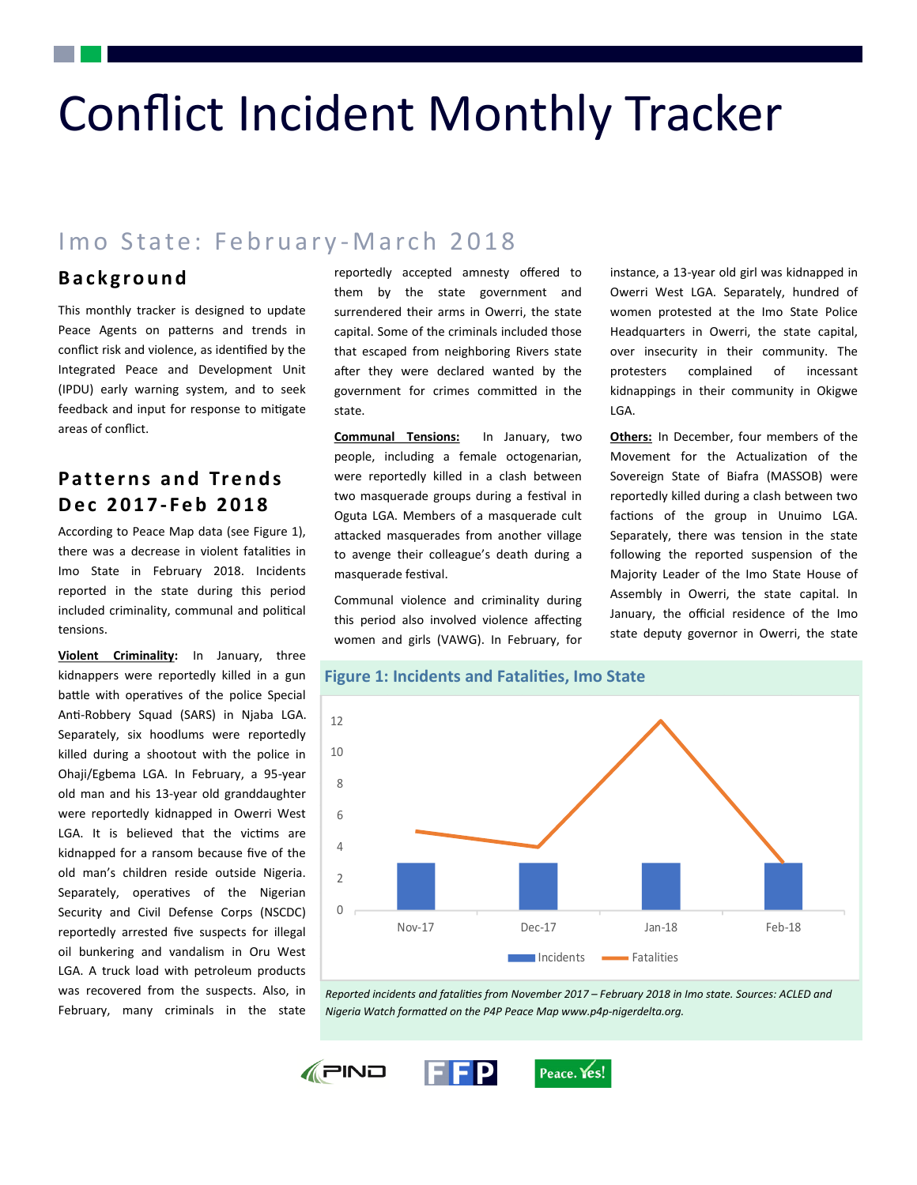# Conflict Incident Monthly Tracker

## Imo State: February-March 2018

### Background

This monthly tracker is designed to update Peace Agents on patterns and trends in conflict risk and violence, as identified by the Integrated Peace and Development Unit (IPDU) early warning system, and to seek feedback and input for response to mitigate areas of conflict.

### Patterns and Trends Dec 2017-Feb 2018

According to Peace Map data (see Figure 1), there was a decrease in violent fatalities in Imo State in February 2018. Incidents reported in the state during this period included criminality, communal and political tensions.

**Violent Criminality:** In January, three kidnappers were reportedly killed in a gun battle with operatives of the police Special Anti-Robbery Squad (SARS) in Njaba LGA. Separately, six hoodlums were reportedly killed during a shootout with the police in Ohaji/Egbema LGA. In February, a 95-year old man and his 13-year old granddaughter were reportedly kidnapped in Owerri West LGA. It is believed that the victims are kidnapped for a ransom because five of the old man's children reside outside Nigeria. Separately, operatives of the Nigerian Security and Civil Defense Corps (NSCDC) reportedly arrested five suspects for illegal oil bunkering and vandalism in Oru West LGA. A truck load with petroleum products was recovered from the suspects. Also, in February, many criminals in the state reportedly accepted amnesty offered to them by the state government and surrendered their arms in Owerri, the state capital. Some of the criminals included those that escaped from neighboring Rivers state after they were declared wanted by the government for crimes committed in the state.

**Communal Tensions:** In January, two people, including a female octogenarian, were reportedly killed in a clash between two masquerade groups during a festival in Oguta LGA. Members of a masquerade cult attacked masquerades from another village to avenge their colleague's death during a masquerade festival.

Communal violence and criminality during this period also involved violence affecting women and girls (VAWG). In February, for instance, a 13-year old girl was kidnapped in Owerri West LGA. Separately, hundred of women protested at the Imo State Police Headquarters in Owerri, the state capital, over insecurity in their community. The protesters complained of incessant kidnappings in their community in Okigwe LGA.

**Others:** In December, four members of the Movement for the Actualization of the Sovereign State of Biafra (MASSOB) were reportedly killed during a clash between two factions of the group in Unuimo LGA. Separately, there was tension in the state following the reported suspension of the Majority Leader of the Imo State House of Assembly in Owerri, the state capital. In January, the official residence of the Imo state deputy governor in Owerri, the state

**Figure 1: Incidents and Fatalities, Imo State**

| | Nov-17 | Dec-17 | Jan-18 | Feb-18 |
|---|---|---|---|---|
| Incidents | 3 | 3 | 3 | 3 |
| Fatalities | 5 | 4 | 12 | 3 |

*Reported incidents and fatalities from November 2017 – February 2018 in Imo state. Sources: ACLED and Nigeria Watch formatted on the P4P Peace Map www.p4p-nigerdelta.org.*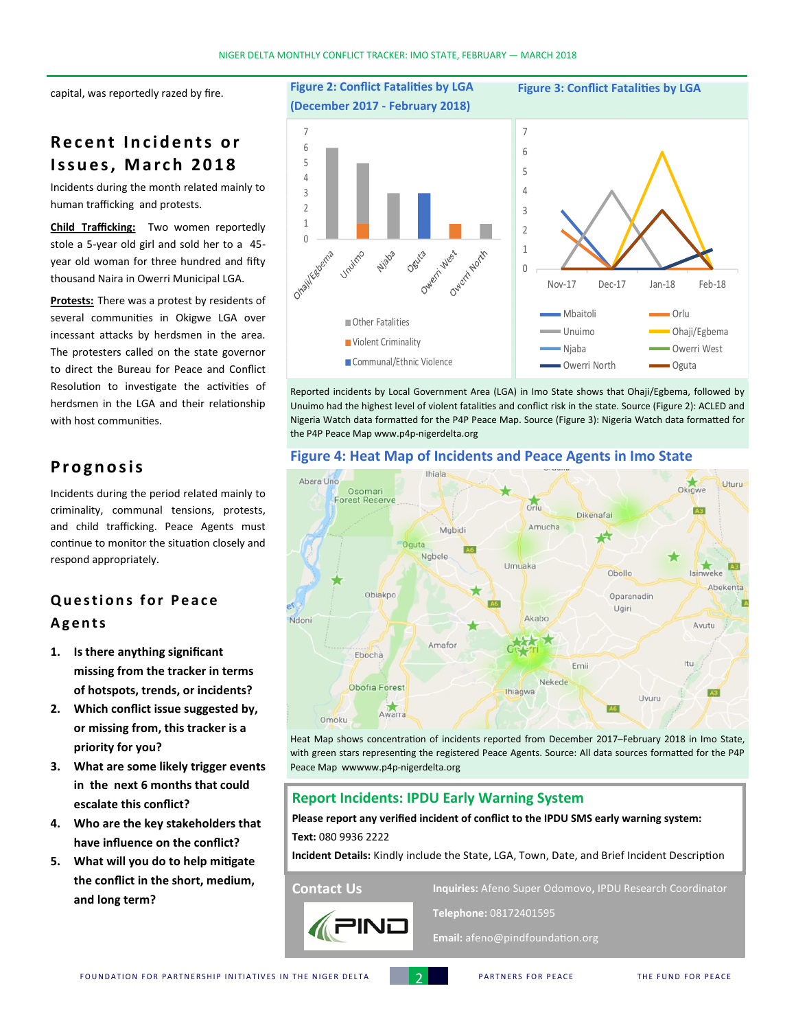capital, was reportedly razed by fire.

## Recent Incidents or Issues, March 2018

Incidents during the month related mainly to human trafficking and protests.

**Child Trafficking:** Two women reportedly stole a 5-year old girl and sold her to a 45-year old woman for three hundred and fifty thousand Naira in Owerri Municipal LGA.

**Protests:** There was a protest by residents of several communities in Okigwe LGA over incessant attacks by herdsmen in the area. The protesters called on the state governor to direct the Bureau for Peace and Conflict Resolution to investigate the activities of herdsmen in the LGA and their relationship with host communities.

## Prognosis

Incidents during the period related mainly to criminality, communal tensions, protests, and child trafficking. Peace Agents must continue to monitor the situation closely and respond appropriately.

### Questions for Peace Agents

1. **Is there anything significant missing from the tracker in terms of hotspots, trends, or incidents?**
2. **Which conflict issue suggested by, or missing from, this tracker is a priority for you?**
3. **What are some likely trigger events in the next 6 months that could escalate this conflict?**
4. **Who are the key stakeholders that have influence on the conflict?**
5. **What will you do to help mitigate the conflict in the short, medium, and long term?**

**Figure 2: Conflict Fatalities by LGA (December 2017 - February 2018)**

7
6
5
4
3
2
1
0

Ohaji/Egbema
Unuimo
Njaba
Oguta
Owerri West
Owerri North

Other Fatalities
Violent Criminality
Communal/Ethnic Violence

**Figure 3: Conflict Fatalities by LGA**

7
6
5
4
3
2
1
0

Nov-17
Dec-17
Jan-18
Feb-18

Mbaitoli
Orlu
Unuimo
Ohaji/Egbema
Njaba
Owerri West
Owerri North
Oguta

Reported incidents by Local Government Area (LGA) in Imo State shows that Ohaji/Egbema, followed by Unuimo had the highest level of violent fatalities and conflict risk in the state. Source (Figure 2): ACLED and Nigeria Watch data formatted for the P4P Peace Map. Source (Figure 3): Nigeria Watch data formatted for the P4P Peace Map www.p4p-nigerdelta.org

**Figure 4: Heat Map of Incidents and Peace Agents in Imo State**

Heat Map shows concentration of incidents reported from December 2017–February 2018 in Imo State, with green stars representing the registered Peace Agents. Source: All data sources formatted for the P4P Peace Map wwwww.p4p-nigerdelta.org

### Report Incidents: IPDU Early Warning System

**Please report any verified incident of conflict to the IPDU SMS early warning system:**

**Text:** 080 9936 2222

**Incident Details:** Kindly include the State, LGA, Town, Date, and Brief Incident Description

### Contact Us

**Inquiries:** Afeno Super Odomovo, IPDU Research Coordinator

**Telephone:** 08172401595

**Email:** afeno@pindfoundation.org